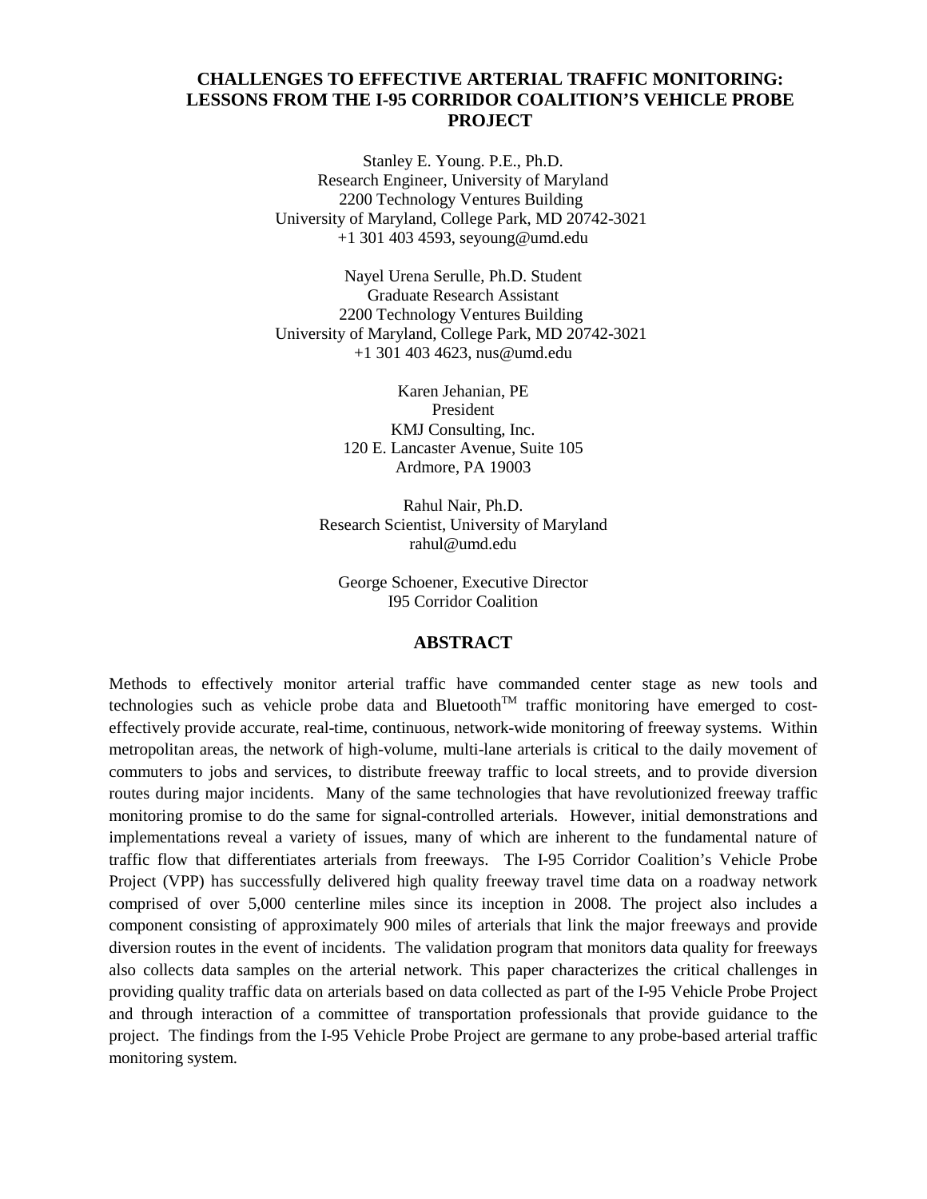# CHALLENGES TO EFFECTIVE ARTERIAL TRAFFIC MONITORING: LESSONS FROM THE I-95 CORRIDOR COALITION'S VEHICLE PROBE PROJECT

Stanley E. Young. P.E., Ph.D.
Research Engineer, University of Maryland
2200 Technology Ventures Building
University of Maryland, College Park, MD 20742-3021
+1 301 403 4593, seyoung@umd.edu

Nayel Urena Serulle, Ph.D. Student
Graduate Research Assistant
2200 Technology Ventures Building
University of Maryland, College Park, MD 20742-3021
+1 301 403 4623, nus@umd.edu

Karen Jehanian, PE
President
KMJ Consulting, Inc.
120 E. Lancaster Avenue, Suite 105
Ardmore, PA 19003

Rahul Nair, Ph.D.
Research Scientist, University of Maryland
rahul@umd.edu

George Schoener, Executive Director
I95 Corridor Coalition

## ABSTRACT

Methods to effectively monitor arterial traffic have commanded center stage as new tools and technologies such as vehicle probe data and Bluetooth™ traffic monitoring have emerged to cost-effectively provide accurate, real-time, continuous, network-wide monitoring of freeway systems. Within metropolitan areas, the network of high-volume, multi-lane arterials is critical to the daily movement of commuters to jobs and services, to distribute freeway traffic to local streets, and to provide diversion routes during major incidents. Many of the same technologies that have revolutionized freeway traffic monitoring promise to do the same for signal-controlled arterials. However, initial demonstrations and implementations reveal a variety of issues, many of which are inherent to the fundamental nature of traffic flow that differentiates arterials from freeways. The I-95 Corridor Coalition's Vehicle Probe Project (VPP) has successfully delivered high quality freeway travel time data on a roadway network comprised of over 5,000 centerline miles since its inception in 2008. The project also includes a component consisting of approximately 900 miles of arterials that link the major freeways and provide diversion routes in the event of incidents. The validation program that monitors data quality for freeways also collects data samples on the arterial network. This paper characterizes the critical challenges in providing quality traffic data on arterials based on data collected as part of the I-95 Vehicle Probe Project and through interaction of a committee of transportation professionals that provide guidance to the project. The findings from the I-95 Vehicle Probe Project are germane to any probe-based arterial traffic monitoring system.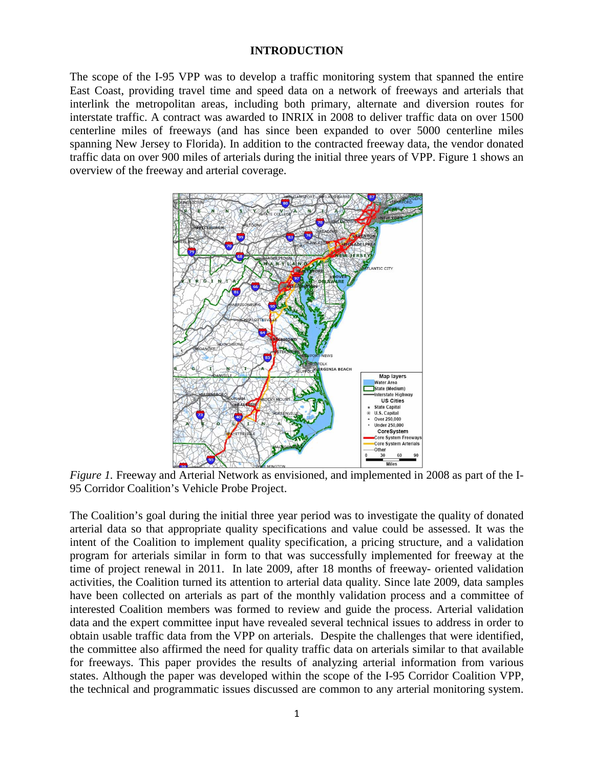# INTRODUCTION

The scope of the I-95 VPP was to develop a traffic monitoring system that spanned the entire East Coast, providing travel time and speed data on a network of freeways and arterials that interlink the metropolitan areas, including both primary, alternate and diversion routes for interstate traffic. A contract was awarded to INRIX in 2008 to deliver traffic data on over 1500 centerline miles of freeways (and has since been expanded to over 5000 centerline miles spanning New Jersey to Florida). In addition to the contracted freeway data, the vendor donated traffic data on over 900 miles of arterials during the initial three years of VPP. Figure 1 shows an overview of the freeway and arterial coverage.

*Figure 1.* Freeway and Arterial Network as envisioned, and implemented in 2008 as part of the I-95 Corridor Coalition's Vehicle Probe Project.

The Coalition's goal during the initial three year period was to investigate the quality of donated arterial data so that appropriate quality specifications and value could be assessed. It was the intent of the Coalition to implement quality specification, a pricing structure, and a validation program for arterials similar in form to that was successfully implemented for freeway at the time of project renewal in 2011. In late 2009, after 18 months of freeway- oriented validation activities, the Coalition turned its attention to arterial data quality. Since late 2009, data samples have been collected on arterials as part of the monthly validation process and a committee of interested Coalition members was formed to review and guide the process. Arterial validation data and the expert committee input have revealed several technical issues to address in order to obtain usable traffic data from the VPP on arterials. Despite the challenges that were identified, the committee also affirmed the need for quality traffic data on arterials similar to that available for freeways. This paper provides the results of analyzing arterial information from various states. Although the paper was developed within the scope of the I-95 Corridor Coalition VPP, the technical and programmatic issues discussed are common to any arterial monitoring system.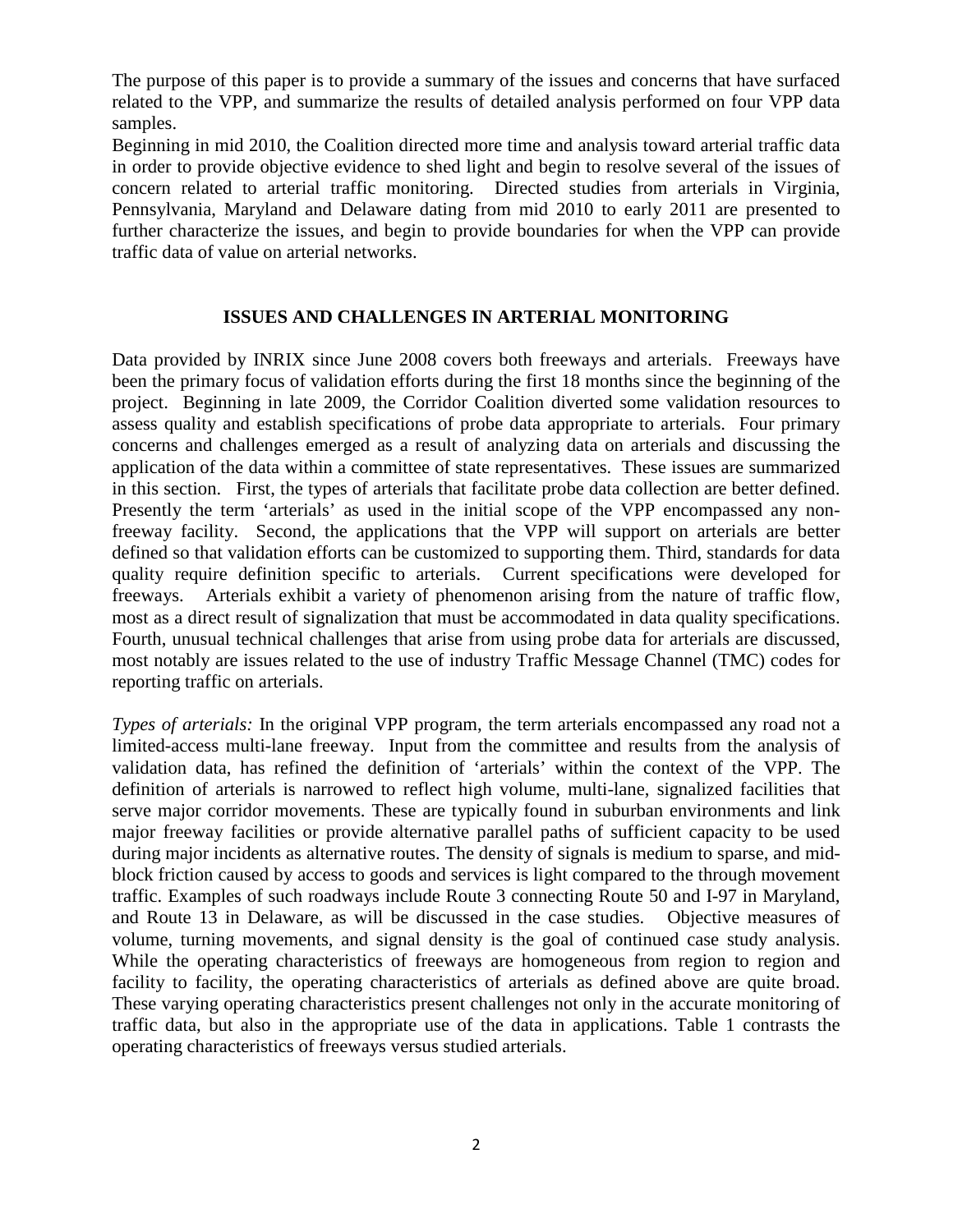The purpose of this paper is to provide a summary of the issues and concerns that have surfaced related to the VPP, and summarize the results of detailed analysis performed on four VPP data samples.

Beginning in mid 2010, the Coalition directed more time and analysis toward arterial traffic data in order to provide objective evidence to shed light and begin to resolve several of the issues of concern related to arterial traffic monitoring. Directed studies from arterials in Virginia, Pennsylvania, Maryland and Delaware dating from mid 2010 to early 2011 are presented to further characterize the issues, and begin to provide boundaries for when the VPP can provide traffic data of value on arterial networks.

## ISSUES AND CHALLENGES IN ARTERIAL MONITORING

Data provided by INRIX since June 2008 covers both freeways and arterials. Freeways have been the primary focus of validation efforts during the first 18 months since the beginning of the project. Beginning in late 2009, the Corridor Coalition diverted some validation resources to assess quality and establish specifications of probe data appropriate to arterials. Four primary concerns and challenges emerged as a result of analyzing data on arterials and discussing the application of the data within a committee of state representatives. These issues are summarized in this section. First, the types of arterials that facilitate probe data collection are better defined. Presently the term 'arterials' as used in the initial scope of the VPP encompassed any non-freeway facility. Second, the applications that the VPP will support on arterials are better defined so that validation efforts can be customized to supporting them. Third, standards for data quality require definition specific to arterials. Current specifications were developed for freeways. Arterials exhibit a variety of phenomenon arising from the nature of traffic flow, most as a direct result of signalization that must be accommodated in data quality specifications. Fourth, unusual technical challenges that arise from using probe data for arterials are discussed, most notably are issues related to the use of industry Traffic Message Channel (TMC) codes for reporting traffic on arterials.

*Types of arterials:* In the original VPP program, the term arterials encompassed any road not a limited-access multi-lane freeway. Input from the committee and results from the analysis of validation data, has refined the definition of 'arterials' within the context of the VPP. The definition of arterials is narrowed to reflect high volume, multi-lane, signalized facilities that serve major corridor movements. These are typically found in suburban environments and link major freeway facilities or provide alternative parallel paths of sufficient capacity to be used during major incidents as alternative routes. The density of signals is medium to sparse, and mid-block friction caused by access to goods and services is light compared to the through movement traffic. Examples of such roadways include Route 3 connecting Route 50 and I-97 in Maryland, and Route 13 in Delaware, as will be discussed in the case studies. Objective measures of volume, turning movements, and signal density is the goal of continued case study analysis. While the operating characteristics of freeways are homogeneous from region to region and facility to facility, the operating characteristics of arterials as defined above are quite broad. These varying operating characteristics present challenges not only in the accurate monitoring of traffic data, but also in the appropriate use of the data in applications. Table 1 contrasts the operating characteristics of freeways versus studied arterials.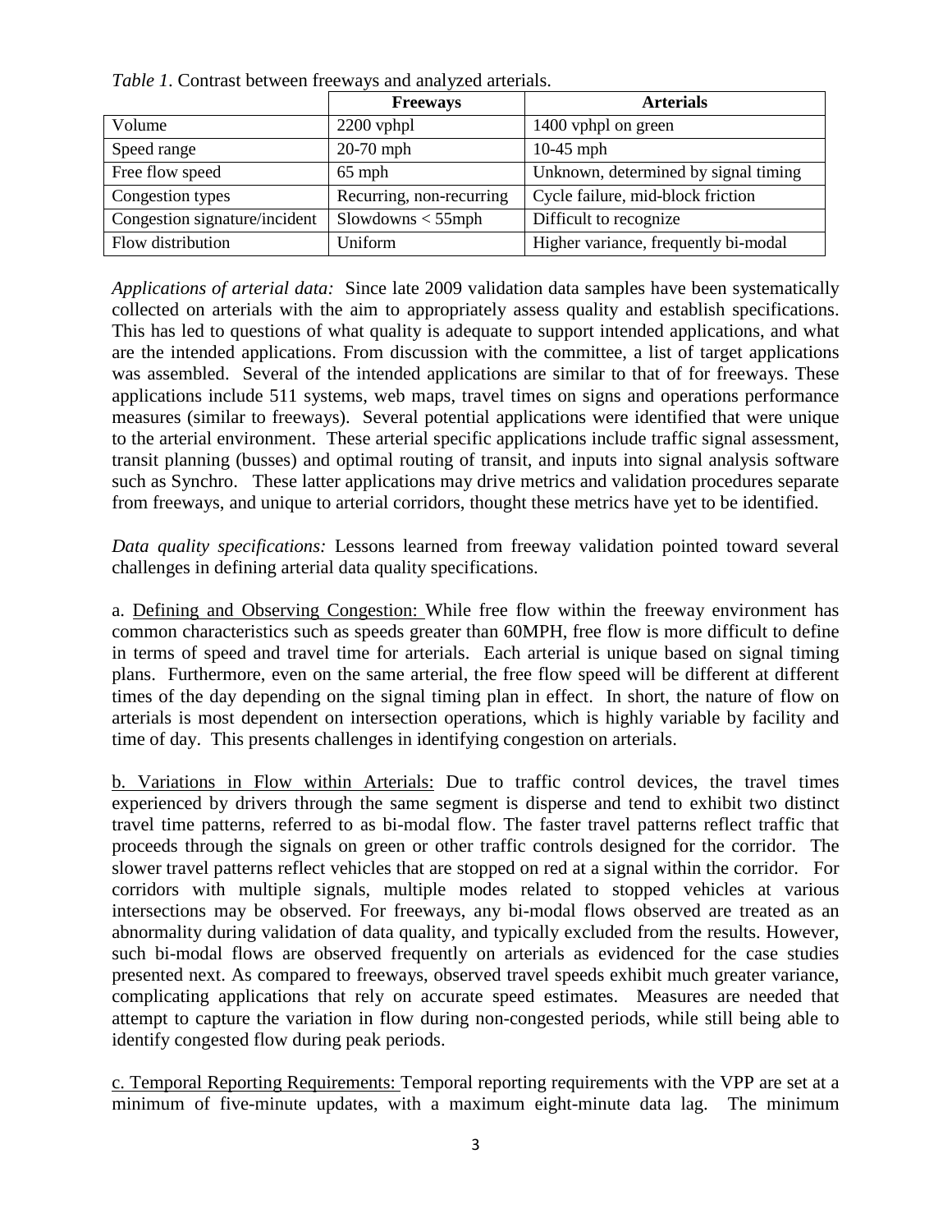*Table 1*. Contrast between freeways and analyzed arterials.

| | Freeways | Arterials |
|---|---|---|
| Volume | 2200 vphpl | 1400 vphpl on green |
| Speed range | 20-70 mph | 10-45 mph |
| Free flow speed | 65 mph | Unknown, determined by signal timing |
| Congestion types | Recurring, non-recurring | Cycle failure, mid-block friction |
| Congestion signature/incident | Slowdowns < 55mph | Difficult to recognize |
| Flow distribution | Uniform | Higher variance, frequently bi-modal |

*Applications of arterial data:* Since late 2009 validation data samples have been systematically collected on arterials with the aim to appropriately assess quality and establish specifications. This has led to questions of what quality is adequate to support intended applications, and what are the intended applications. From discussion with the committee, a list of target applications was assembled. Several of the intended applications are similar to that of for freeways. These applications include 511 systems, web maps, travel times on signs and operations performance measures (similar to freeways). Several potential applications were identified that were unique to the arterial environment. These arterial specific applications include traffic signal assessment, transit planning (busses) and optimal routing of transit, and inputs into signal analysis software such as Synchro. These latter applications may drive metrics and validation procedures separate from freeways, and unique to arterial corridors, thought these metrics have yet to be identified.

*Data quality specifications:* Lessons learned from freeway validation pointed toward several challenges in defining arterial data quality specifications.

a. Defining and Observing Congestion: While free flow within the freeway environment has common characteristics such as speeds greater than 60MPH, free flow is more difficult to define in terms of speed and travel time for arterials. Each arterial is unique based on signal timing plans. Furthermore, even on the same arterial, the free flow speed will be different at different times of the day depending on the signal timing plan in effect. In short, the nature of flow on arterials is most dependent on intersection operations, which is highly variable by facility and time of day. This presents challenges in identifying congestion on arterials.

b. Variations in Flow within Arterials: Due to traffic control devices, the travel times experienced by drivers through the same segment is disperse and tend to exhibit two distinct travel time patterns, referred to as bi-modal flow. The faster travel patterns reflect traffic that proceeds through the signals on green or other traffic controls designed for the corridor. The slower travel patterns reflect vehicles that are stopped on red at a signal within the corridor. For corridors with multiple signals, multiple modes related to stopped vehicles at various intersections may be observed. For freeways, any bi-modal flows observed are treated as an abnormality during validation of data quality, and typically excluded from the results. However, such bi-modal flows are observed frequently on arterials as evidenced for the case studies presented next. As compared to freeways, observed travel speeds exhibit much greater variance, complicating applications that rely on accurate speed estimates. Measures are needed that attempt to capture the variation in flow during non-congested periods, while still being able to identify congested flow during peak periods.

c. Temporal Reporting Requirements: Temporal reporting requirements with the VPP are set at a minimum of five-minute updates, with a maximum eight-minute data lag. The minimum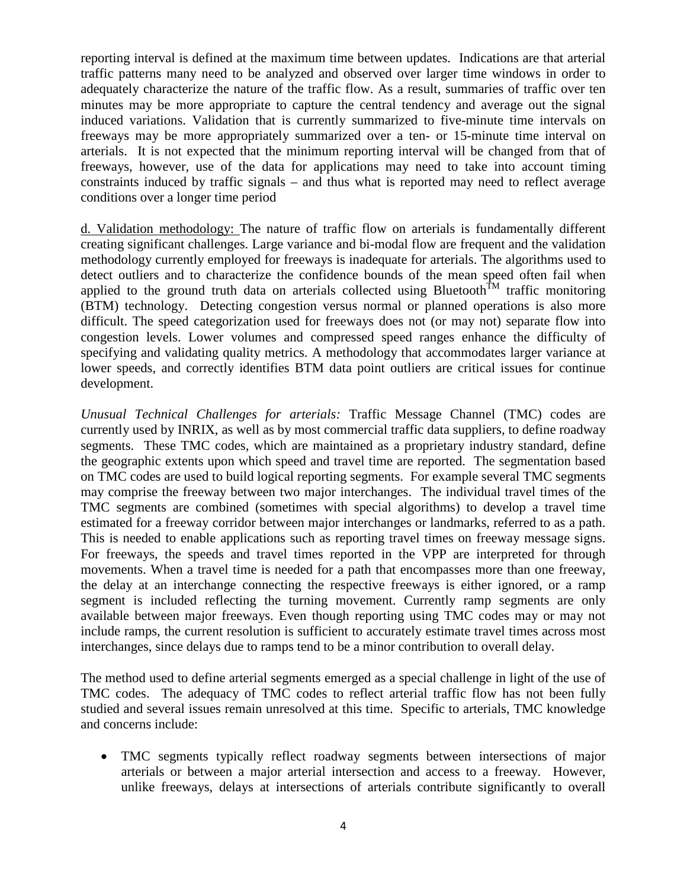reporting interval is defined at the maximum time between updates. Indications are that arterial traffic patterns many need to be analyzed and observed over larger time windows in order to adequately characterize the nature of the traffic flow. As a result, summaries of traffic over ten minutes may be more appropriate to capture the central tendency and average out the signal induced variations. Validation that is currently summarized to five-minute time intervals on freeways may be more appropriately summarized over a ten- or 15-minute time interval on arterials. It is not expected that the minimum reporting interval will be changed from that of freeways, however, use of the data for applications may need to take into account timing constraints induced by traffic signals – and thus what is reported may need to reflect average conditions over a longer time period

d. Validation methodology: The nature of traffic flow on arterials is fundamentally different creating significant challenges. Large variance and bi-modal flow are frequent and the validation methodology currently employed for freeways is inadequate for arterials. The algorithms used to detect outliers and to characterize the confidence bounds of the mean speed often fail when applied to the ground truth data on arterials collected using Bluetooth™ traffic monitoring (BTM) technology. Detecting congestion versus normal or planned operations is also more difficult. The speed categorization used for freeways does not (or may not) separate flow into congestion levels. Lower volumes and compressed speed ranges enhance the difficulty of specifying and validating quality metrics. A methodology that accommodates larger variance at lower speeds, and correctly identifies BTM data point outliers are critical issues for continue development.

*Unusual Technical Challenges for arterials:* Traffic Message Channel (TMC) codes are currently used by INRIX, as well as by most commercial traffic data suppliers, to define roadway segments. These TMC codes, which are maintained as a proprietary industry standard, define the geographic extents upon which speed and travel time are reported. The segmentation based on TMC codes are used to build logical reporting segments. For example several TMC segments may comprise the freeway between two major interchanges. The individual travel times of the TMC segments are combined (sometimes with special algorithms) to develop a travel time estimated for a freeway corridor between major interchanges or landmarks, referred to as a path. This is needed to enable applications such as reporting travel times on freeway message signs. For freeways, the speeds and travel times reported in the VPP are interpreted for through movements. When a travel time is needed for a path that encompasses more than one freeway, the delay at an interchange connecting the respective freeways is either ignored, or a ramp segment is included reflecting the turning movement. Currently ramp segments are only available between major freeways. Even though reporting using TMC codes may or may not include ramps, the current resolution is sufficient to accurately estimate travel times across most interchanges, since delays due to ramps tend to be a minor contribution to overall delay.

The method used to define arterial segments emerged as a special challenge in light of the use of TMC codes. The adequacy of TMC codes to reflect arterial traffic flow has not been fully studied and several issues remain unresolved at this time. Specific to arterials, TMC knowledge and concerns include:

- TMC segments typically reflect roadway segments between intersections of major arterials or between a major arterial intersection and access to a freeway. However, unlike freeways, delays at intersections of arterials contribute significantly to overall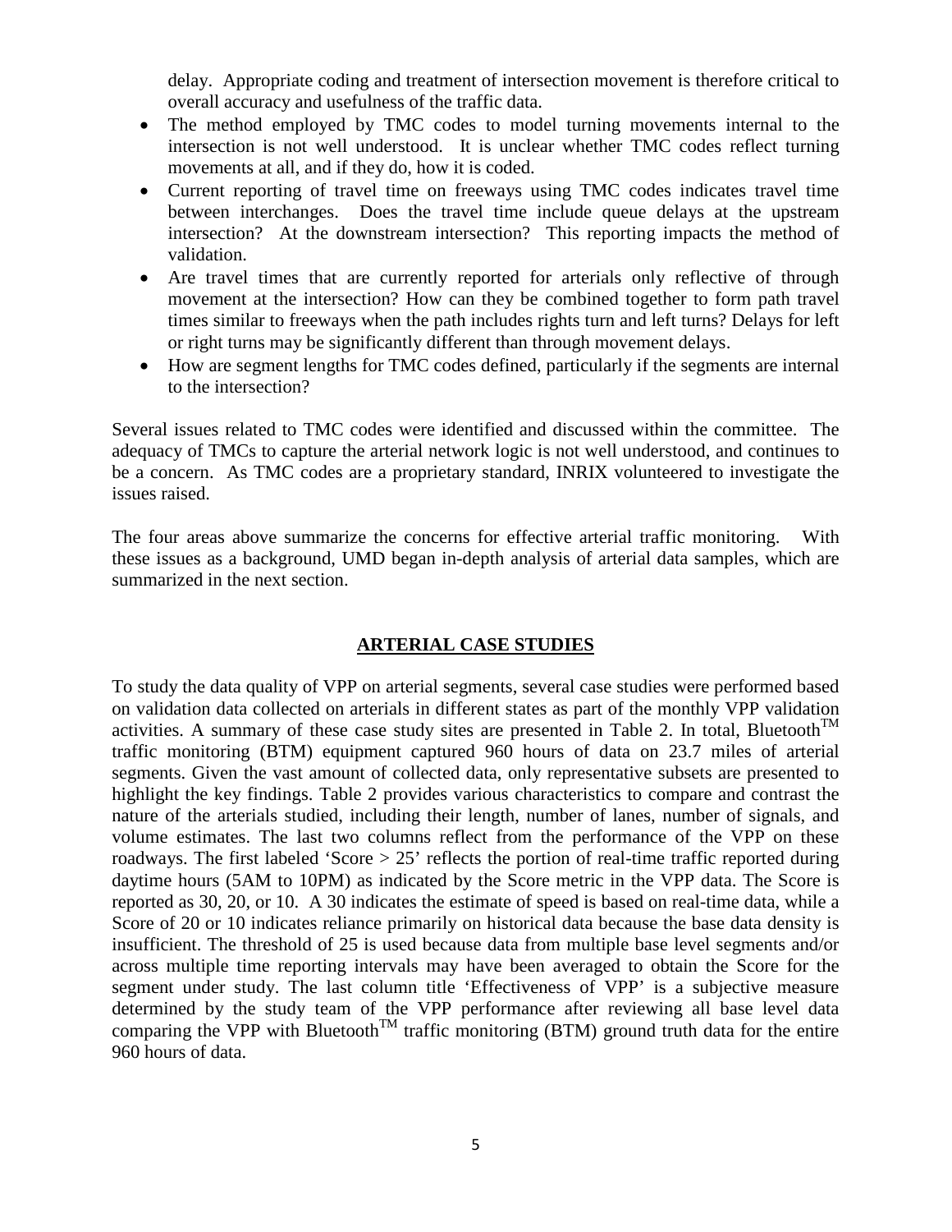delay. Appropriate coding and treatment of intersection movement is therefore critical to overall accuracy and usefulness of the traffic data.

- The method employed by TMC codes to model turning movements internal to the intersection is not well understood. It is unclear whether TMC codes reflect turning movements at all, and if they do, how it is coded.
- Current reporting of travel time on freeways using TMC codes indicates travel time between interchanges. Does the travel time include queue delays at the upstream intersection? At the downstream intersection? This reporting impacts the method of validation.
- Are travel times that are currently reported for arterials only reflective of through movement at the intersection? How can they be combined together to form path travel times similar to freeways when the path includes rights turn and left turns? Delays for left or right turns may be significantly different than through movement delays.
- How are segment lengths for TMC codes defined, particularly if the segments are internal to the intersection?

Several issues related to TMC codes were identified and discussed within the committee. The adequacy of TMCs to capture the arterial network logic is not well understood, and continues to be a concern. As TMC codes are a proprietary standard, INRIX volunteered to investigate the issues raised.

The four areas above summarize the concerns for effective arterial traffic monitoring. With these issues as a background, UMD began in-depth analysis of arterial data samples, which are summarized in the next section.

## ARTERIAL CASE STUDIES

To study the data quality of VPP on arterial segments, several case studies were performed based on validation data collected on arterials in different states as part of the monthly VPP validation activities. A summary of these case study sites are presented in Table 2. In total, Bluetooth™ traffic monitoring (BTM) equipment captured 960 hours of data on 23.7 miles of arterial segments. Given the vast amount of collected data, only representative subsets are presented to highlight the key findings. Table 2 provides various characteristics to compare and contrast the nature of the arterials studied, including their length, number of lanes, number of signals, and volume estimates. The last two columns reflect from the performance of the VPP on these roadways. The first labeled 'Score > 25' reflects the portion of real-time traffic reported during daytime hours (5AM to 10PM) as indicated by the Score metric in the VPP data. The Score is reported as 30, 20, or 10. A 30 indicates the estimate of speed is based on real-time data, while a Score of 20 or 10 indicates reliance primarily on historical data because the base data density is insufficient. The threshold of 25 is used because data from multiple base level segments and/or across multiple time reporting intervals may have been averaged to obtain the Score for the segment under study. The last column title 'Effectiveness of VPP' is a subjective measure determined by the study team of the VPP performance after reviewing all base level data comparing the VPP with Bluetooth™ traffic monitoring (BTM) ground truth data for the entire 960 hours of data.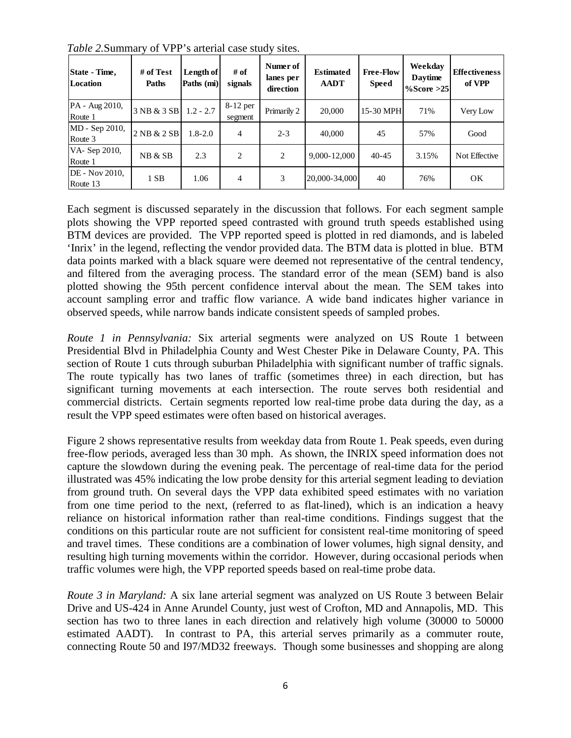*Table 2.*Summary of VPP's arterial case study sites.

| State - Time, Location | # of Test Paths | Length of Paths (mi) | # of signals | Numer of lanes per direction | Estimated AADT | Free-Flow Speed | Weekday Daytime %Score >25 | Effectiveness of VPP |
|---|---|---|---|---|---|---|---|---|
| PA - Aug 2010, Route 1 | 3 NB & 3 SB | 1.2 - 2.7 | 8-12 per segment | Primarily 2 | 20,000 | 15-30 MPH | 71% | Very Low |
| MD - Sep 2010, Route 3 | 2 NB & 2 SB | 1.8-2.0 | 4 | 2-3 | 40,000 | 45 | 57% | Good |
| VA- Sep 2010, Route 1 | NB & SB | 2.3 | 2 | 2 | 9,000-12,000 | 40-45 | 3.15% | Not Effective |
| DE - Nov 2010, Route 13 | 1 SB | 1.06 | 4 | 3 | 20,000-34,000 | 40 | 76% | OK |

Each segment is discussed separately in the discussion that follows. For each segment sample plots showing the VPP reported speed contrasted with ground truth speeds established using BTM devices are provided. The VPP reported speed is plotted in red diamonds, and is labeled 'Inrix' in the legend, reflecting the vendor provided data. The BTM data is plotted in blue. BTM data points marked with a black square were deemed not representative of the central tendency, and filtered from the averaging process. The standard error of the mean (SEM) band is also plotted showing the 95th percent confidence interval about the mean. The SEM takes into account sampling error and traffic flow variance. A wide band indicates higher variance in observed speeds, while narrow bands indicate consistent speeds of sampled probes.

*Route 1 in Pennsylvania:* Six arterial segments were analyzed on US Route 1 between Presidential Blvd in Philadelphia County and West Chester Pike in Delaware County, PA. This section of Route 1 cuts through suburban Philadelphia with significant number of traffic signals. The route typically has two lanes of traffic (sometimes three) in each direction, but has significant turning movements at each intersection. The route serves both residential and commercial districts. Certain segments reported low real-time probe data during the day, as a result the VPP speed estimates were often based on historical averages.

Figure 2 shows representative results from weekday data from Route 1. Peak speeds, even during free-flow periods, averaged less than 30 mph. As shown, the INRIX speed information does not capture the slowdown during the evening peak. The percentage of real-time data for the period illustrated was 45% indicating the low probe density for this arterial segment leading to deviation from ground truth. On several days the VPP data exhibited speed estimates with no variation from one time period to the next, (referred to as flat-lined), which is an indication a heavy reliance on historical information rather than real-time conditions. Findings suggest that the conditions on this particular route are not sufficient for consistent real-time monitoring of speed and travel times. These conditions are a combination of lower volumes, high signal density, and resulting high turning movements within the corridor. However, during occasional periods when traffic volumes were high, the VPP reported speeds based on real-time probe data.

*Route 3 in Maryland:* A six lane arterial segment was analyzed on US Route 3 between Belair Drive and US-424 in Anne Arundel County, just west of Crofton, MD and Annapolis, MD. This section has two to three lanes in each direction and relatively high volume (30000 to 50000 estimated AADT). In contrast to PA, this arterial serves primarily as a commuter route, connecting Route 50 and I97/MD32 freeways. Though some businesses and shopping are along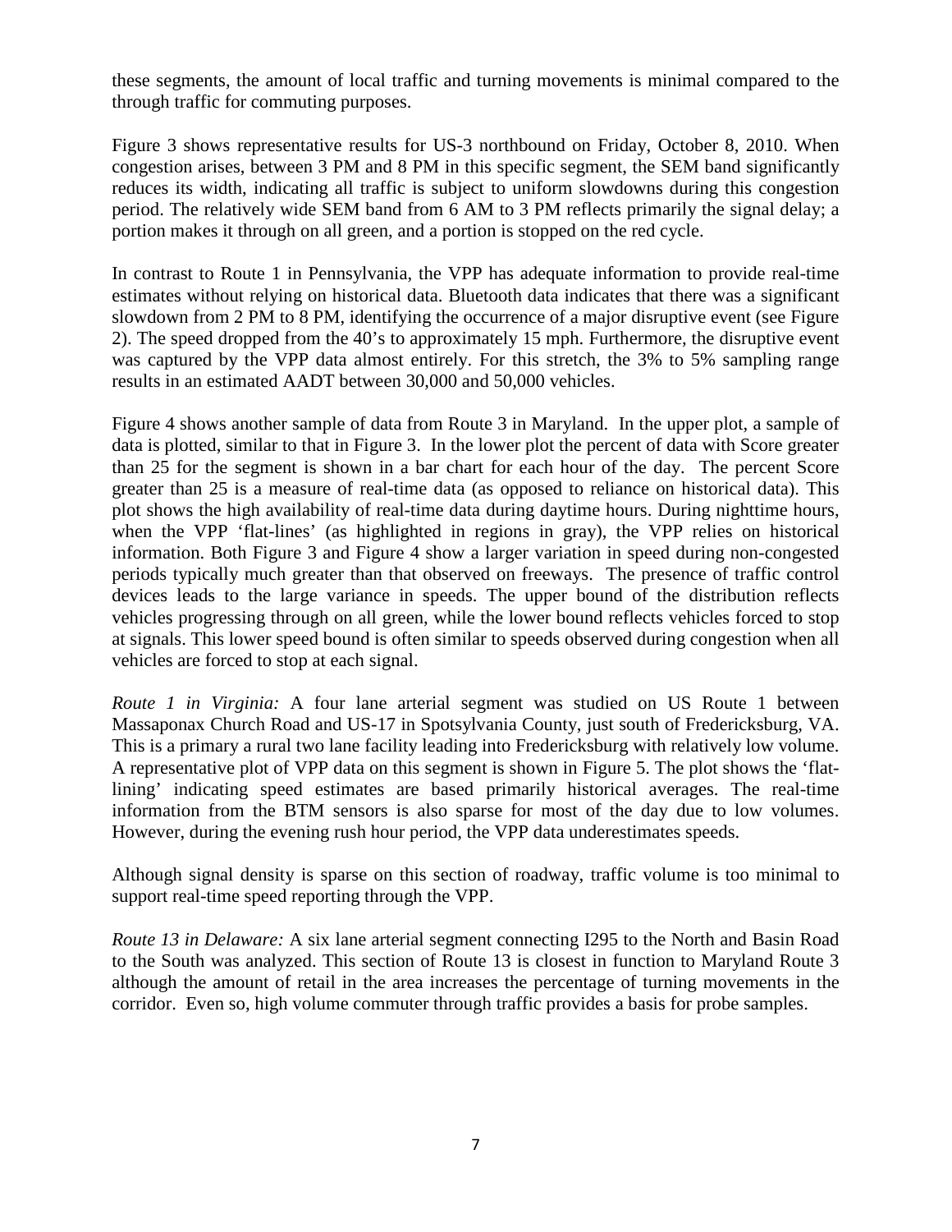these segments, the amount of local traffic and turning movements is minimal compared to the through traffic for commuting purposes.

Figure 3 shows representative results for US-3 northbound on Friday, October 8, 2010. When congestion arises, between 3 PM and 8 PM in this specific segment, the SEM band significantly reduces its width, indicating all traffic is subject to uniform slowdowns during this congestion period. The relatively wide SEM band from 6 AM to 3 PM reflects primarily the signal delay; a portion makes it through on all green, and a portion is stopped on the red cycle.

In contrast to Route 1 in Pennsylvania, the VPP has adequate information to provide real-time estimates without relying on historical data. Bluetooth data indicates that there was a significant slowdown from 2 PM to 8 PM, identifying the occurrence of a major disruptive event (see Figure 2). The speed dropped from the 40's to approximately 15 mph. Furthermore, the disruptive event was captured by the VPP data almost entirely. For this stretch, the 3% to 5% sampling range results in an estimated AADT between 30,000 and 50,000 vehicles.

Figure 4 shows another sample of data from Route 3 in Maryland. In the upper plot, a sample of data is plotted, similar to that in Figure 3. In the lower plot the percent of data with Score greater than 25 for the segment is shown in a bar chart for each hour of the day. The percent Score greater than 25 is a measure of real-time data (as opposed to reliance on historical data). This plot shows the high availability of real-time data during daytime hours. During nighttime hours, when the VPP 'flat-lines' (as highlighted in regions in gray), the VPP relies on historical information. Both Figure 3 and Figure 4 show a larger variation in speed during non-congested periods typically much greater than that observed on freeways. The presence of traffic control devices leads to the large variance in speeds. The upper bound of the distribution reflects vehicles progressing through on all green, while the lower bound reflects vehicles forced to stop at signals. This lower speed bound is often similar to speeds observed during congestion when all vehicles are forced to stop at each signal.

*Route 1 in Virginia:* A four lane arterial segment was studied on US Route 1 between Massaponax Church Road and US-17 in Spotsylvania County, just south of Fredericksburg, VA. This is a primary a rural two lane facility leading into Fredericksburg with relatively low volume. A representative plot of VPP data on this segment is shown in Figure 5. The plot shows the 'flat-lining' indicating speed estimates are based primarily historical averages. The real-time information from the BTM sensors is also sparse for most of the day due to low volumes. However, during the evening rush hour period, the VPP data underestimates speeds.

Although signal density is sparse on this section of roadway, traffic volume is too minimal to support real-time speed reporting through the VPP.

*Route 13 in Delaware:* A six lane arterial segment connecting I295 to the North and Basin Road to the South was analyzed. This section of Route 13 is closest in function to Maryland Route 3 although the amount of retail in the area increases the percentage of turning movements in the corridor. Even so, high volume commuter through traffic provides a basis for probe samples.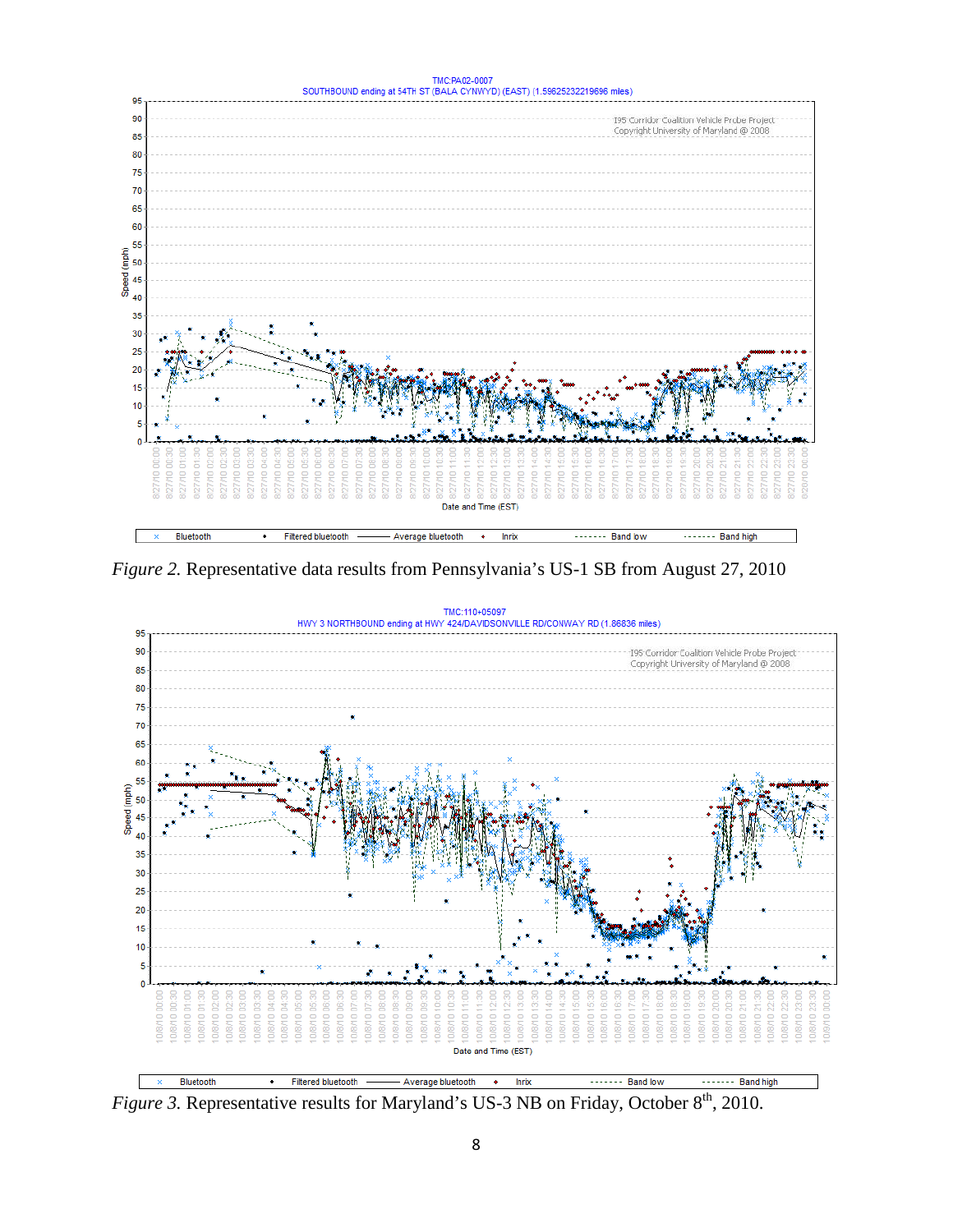*Figure 2.* Representative data results from Pennsylvania's US-1 SB from August 27, 2010

*Figure 3.* Representative results for Maryland's US-3 NB on Friday, October 8th, 2010.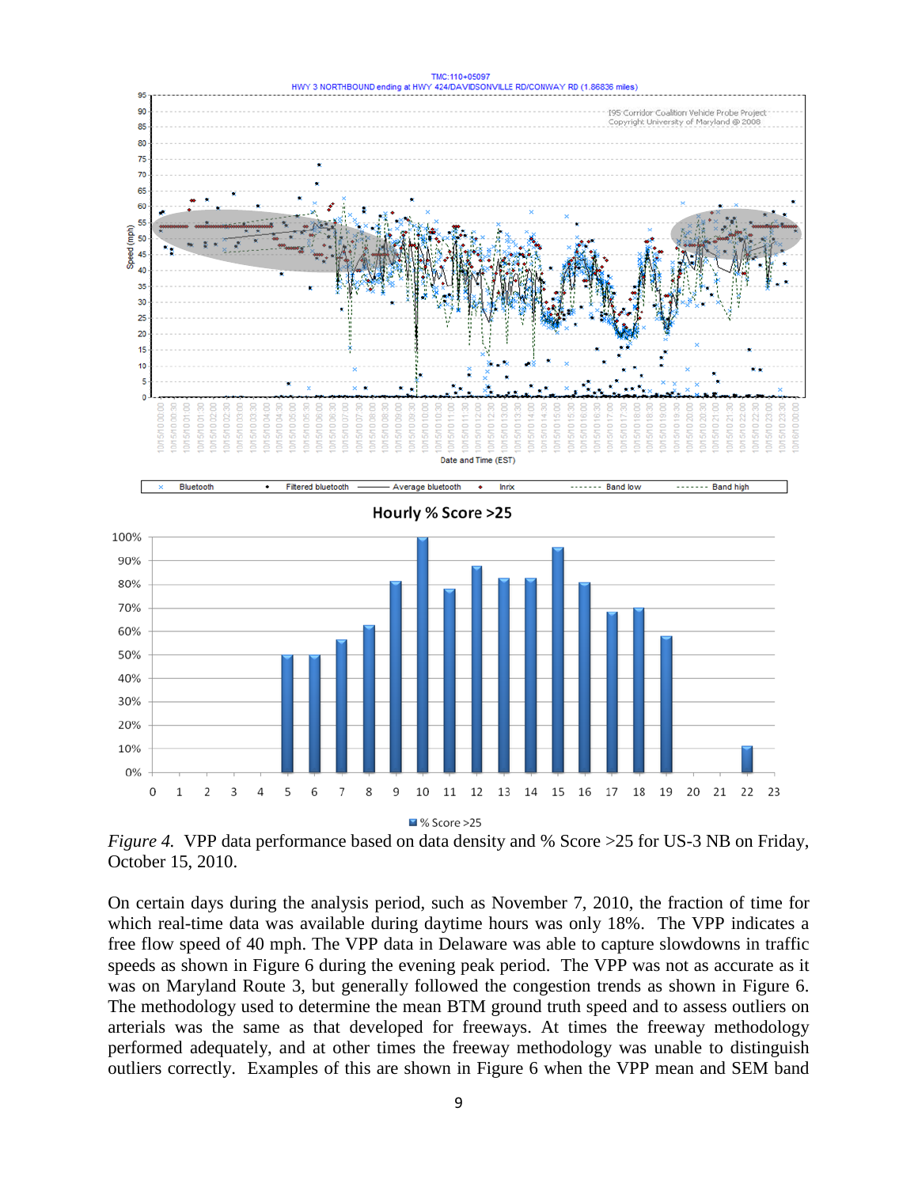*Figure 4.* VPP data performance based on data density and % Score >25 for US-3 NB on Friday, October 15, 2010.

On certain days during the analysis period, such as November 7, 2010, the fraction of time for which real-time data was available during daytime hours was only 18%. The VPP indicates a free flow speed of 40 mph. The VPP data in Delaware was able to capture slowdowns in traffic speeds as shown in Figure 6 during the evening peak period. The VPP was not as accurate as it was on Maryland Route 3, but generally followed the congestion trends as shown in Figure 6. The methodology used to determine the mean BTM ground truth speed and to assess outliers on arterials was the same as that developed for freeways. At times the freeway methodology performed adequately, and at other times the freeway methodology was unable to distinguish outliers correctly. Examples of this are shown in Figure 6 when the VPP mean and SEM band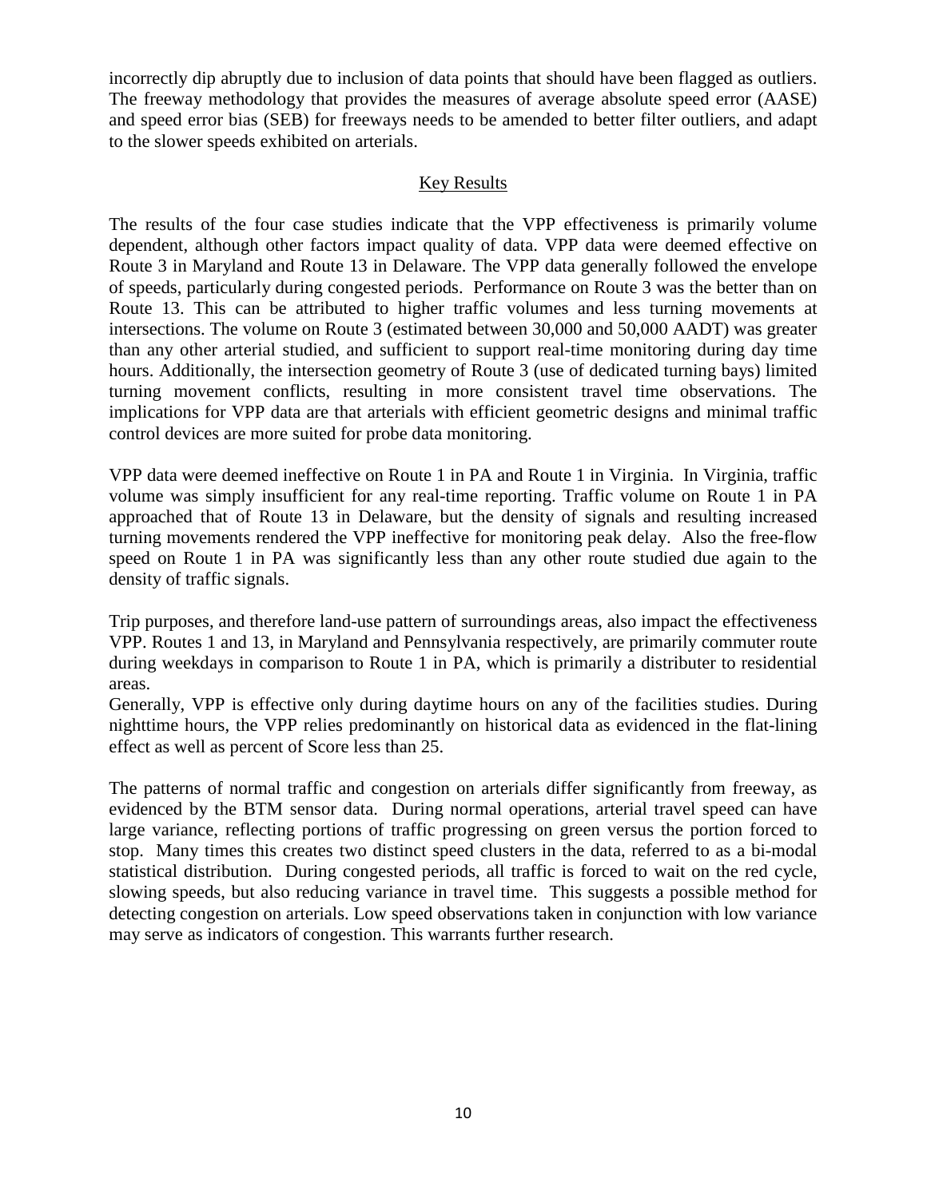incorrectly dip abruptly due to inclusion of data points that should have been flagged as outliers. The freeway methodology that provides the measures of average absolute speed error (AASE) and speed error bias (SEB) for freeways needs to be amended to better filter outliers, and adapt to the slower speeds exhibited on arterials.

## Key Results

The results of the four case studies indicate that the VPP effectiveness is primarily volume dependent, although other factors impact quality of data. VPP data were deemed effective on Route 3 in Maryland and Route 13 in Delaware. The VPP data generally followed the envelope of speeds, particularly during congested periods. Performance on Route 3 was the better than on Route 13. This can be attributed to higher traffic volumes and less turning movements at intersections. The volume on Route 3 (estimated between 30,000 and 50,000 AADT) was greater than any other arterial studied, and sufficient to support real-time monitoring during day time hours. Additionally, the intersection geometry of Route 3 (use of dedicated turning bays) limited turning movement conflicts, resulting in more consistent travel time observations. The implications for VPP data are that arterials with efficient geometric designs and minimal traffic control devices are more suited for probe data monitoring.

VPP data were deemed ineffective on Route 1 in PA and Route 1 in Virginia. In Virginia, traffic volume was simply insufficient for any real-time reporting. Traffic volume on Route 1 in PA approached that of Route 13 in Delaware, but the density of signals and resulting increased turning movements rendered the VPP ineffective for monitoring peak delay. Also the free-flow speed on Route 1 in PA was significantly less than any other route studied due again to the density of traffic signals.

Trip purposes, and therefore land-use pattern of surroundings areas, also impact the effectiveness VPP. Routes 1 and 13, in Maryland and Pennsylvania respectively, are primarily commuter route during weekdays in comparison to Route 1 in PA, which is primarily a distributer to residential areas.

Generally, VPP is effective only during daytime hours on any of the facilities studies. During nighttime hours, the VPP relies predominantly on historical data as evidenced in the flat-lining effect as well as percent of Score less than 25.

The patterns of normal traffic and congestion on arterials differ significantly from freeway, as evidenced by the BTM sensor data. During normal operations, arterial travel speed can have large variance, reflecting portions of traffic progressing on green versus the portion forced to stop. Many times this creates two distinct speed clusters in the data, referred to as a bi-modal statistical distribution. During congested periods, all traffic is forced to wait on the red cycle, slowing speeds, but also reducing variance in travel time. This suggests a possible method for detecting congestion on arterials. Low speed observations taken in conjunction with low variance may serve as indicators of congestion. This warrants further research.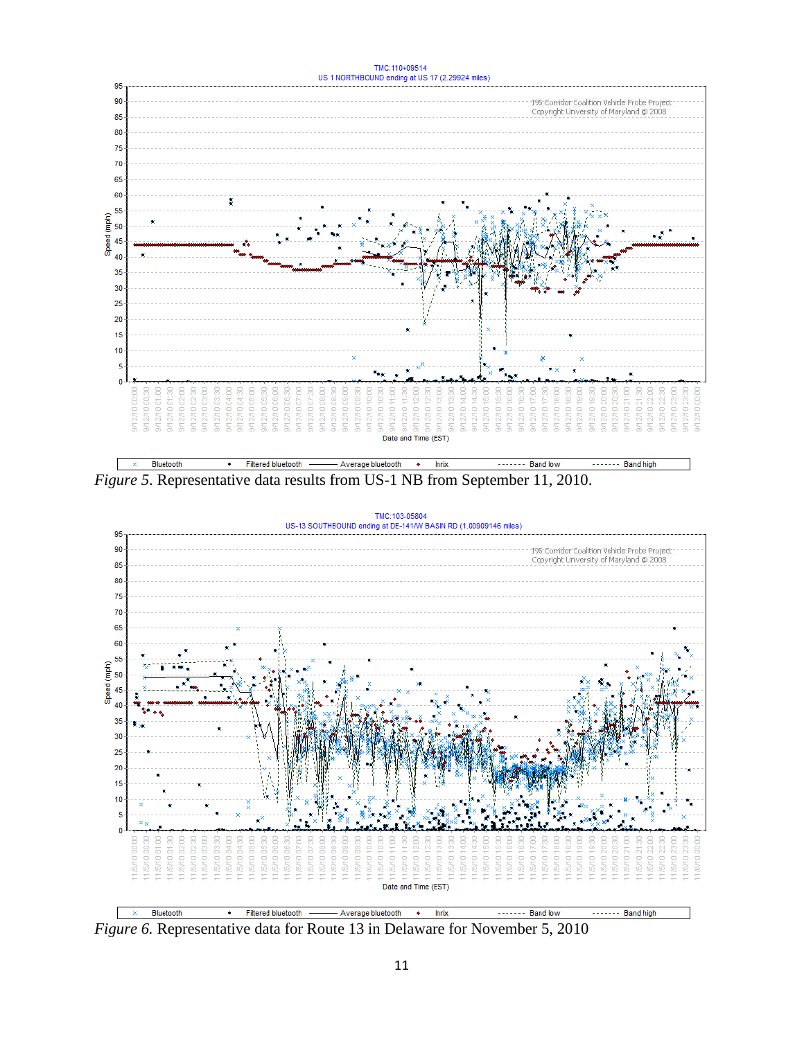*Figure 5*. Representative data results from US-1 NB from September 11, 2010.

*Figure 6.* Representative data for Route 13 in Delaware for November 5, 2010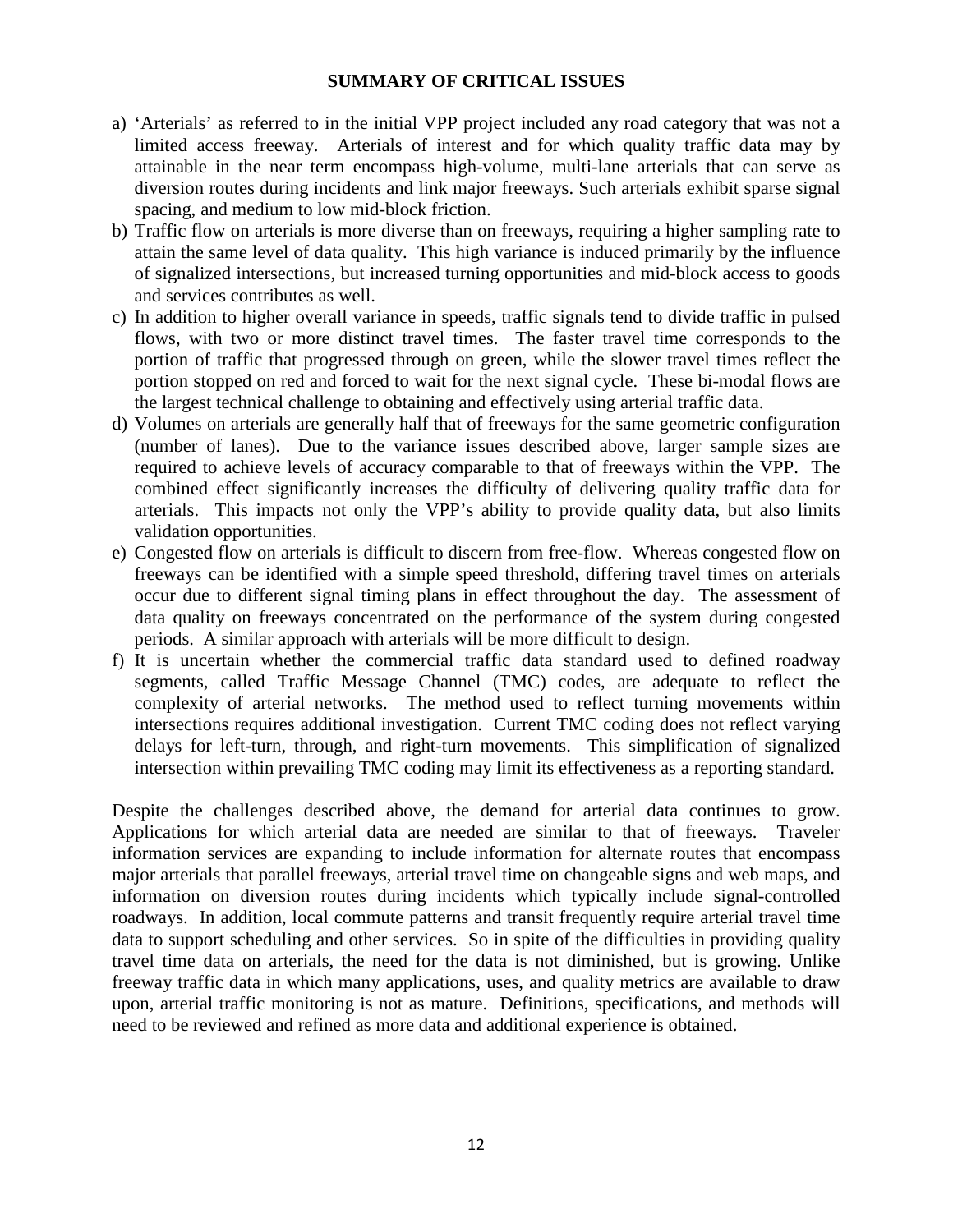## SUMMARY OF CRITICAL ISSUES

a) 'Arterials' as referred to in the initial VPP project included any road category that was not a limited access freeway. Arterials of interest and for which quality traffic data may by attainable in the near term encompass high-volume, multi-lane arterials that can serve as diversion routes during incidents and link major freeways. Such arterials exhibit sparse signal spacing, and medium to low mid-block friction.

b) Traffic flow on arterials is more diverse than on freeways, requiring a higher sampling rate to attain the same level of data quality. This high variance is induced primarily by the influence of signalized intersections, but increased turning opportunities and mid-block access to goods and services contributes as well.

c) In addition to higher overall variance in speeds, traffic signals tend to divide traffic in pulsed flows, with two or more distinct travel times. The faster travel time corresponds to the portion of traffic that progressed through on green, while the slower travel times reflect the portion stopped on red and forced to wait for the next signal cycle. These bi-modal flows are the largest technical challenge to obtaining and effectively using arterial traffic data.

d) Volumes on arterials are generally half that of freeways for the same geometric configuration (number of lanes). Due to the variance issues described above, larger sample sizes are required to achieve levels of accuracy comparable to that of freeways within the VPP. The combined effect significantly increases the difficulty of delivering quality traffic data for arterials. This impacts not only the VPP's ability to provide quality data, but also limits validation opportunities.

e) Congested flow on arterials is difficult to discern from free-flow. Whereas congested flow on freeways can be identified with a simple speed threshold, differing travel times on arterials occur due to different signal timing plans in effect throughout the day. The assessment of data quality on freeways concentrated on the performance of the system during congested periods. A similar approach with arterials will be more difficult to design.

f) It is uncertain whether the commercial traffic data standard used to defined roadway segments, called Traffic Message Channel (TMC) codes, are adequate to reflect the complexity of arterial networks. The method used to reflect turning movements within intersections requires additional investigation. Current TMC coding does not reflect varying delays for left-turn, through, and right-turn movements. This simplification of signalized intersection within prevailing TMC coding may limit its effectiveness as a reporting standard.

Despite the challenges described above, the demand for arterial data continues to grow. Applications for which arterial data are needed are similar to that of freeways. Traveler information services are expanding to include information for alternate routes that encompass major arterials that parallel freeways, arterial travel time on changeable signs and web maps, and information on diversion routes during incidents which typically include signal-controlled roadways. In addition, local commute patterns and transit frequently require arterial travel time data to support scheduling and other services. So in spite of the difficulties in providing quality travel time data on arterials, the need for the data is not diminished, but is growing. Unlike freeway traffic data in which many applications, uses, and quality metrics are available to draw upon, arterial traffic monitoring is not as mature. Definitions, specifications, and methods will need to be reviewed and refined as more data and additional experience is obtained.